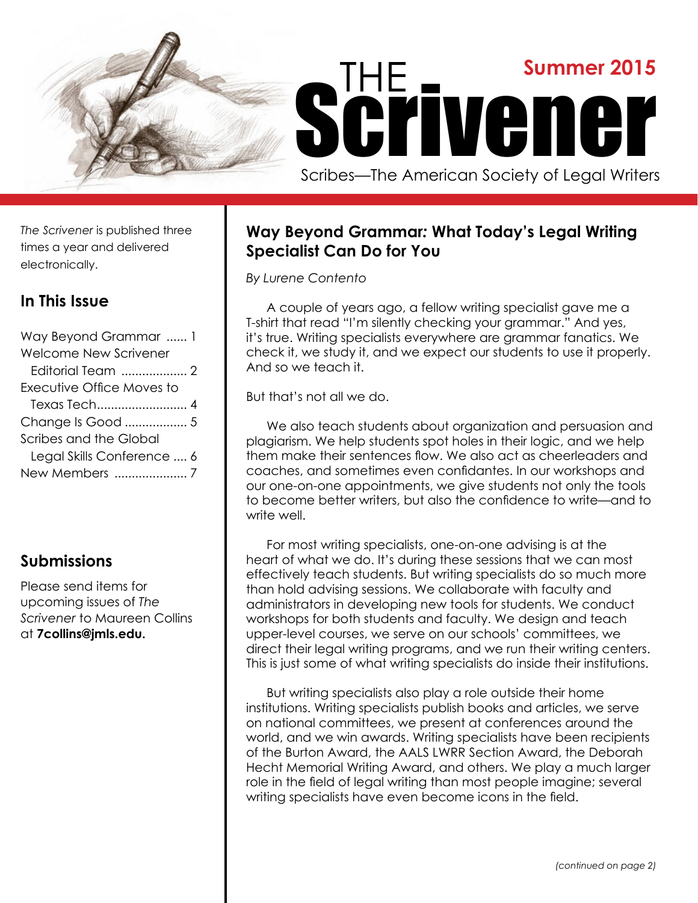# THE Scrivener

**Summer 2015**

Scribes—The American Society of Legal Writers

*The Scrivener* is published three times a year and delivered electronically.

## In This Issue

Way Beyond Grammar ...... 1
Welcome New Scrivener Editorial Team ................... 2
Executive Office Moves to Texas Tech.......................... 4
Change Is Good .................. 5
Scribes and the Global Legal Skills Conference .... 6
New Members ..................... 7

## Submissions

Please send items for upcoming issues of *The Scrivener* to Maureen Collins at **7collins@jmls.edu.**

## Way Beyond Grammar: What Today's Legal Writing Specialist Can Do for You

*By Lurene Contento*

A couple of years ago, a fellow writing specialist gave me a T-shirt that read "I'm silently checking your grammar." And yes, it's true. Writing specialists everywhere are grammar fanatics. We check it, we study it, and we expect our students to use it properly. And so we teach it.

But that's not all we do.

We also teach students about organization and persuasion and plagiarism. We help students spot holes in their logic, and we help them make their sentences flow. We also act as cheerleaders and coaches, and sometimes even confidantes. In our workshops and our one-on-one appointments, we give students not only the tools to become better writers, but also the confidence to write—and to write well.

For most writing specialists, one-on-one advising is at the heart of what we do. It's during these sessions that we can most effectively teach students. But writing specialists do so much more than hold advising sessions. We collaborate with faculty and administrators in developing new tools for students. We conduct workshops for both students and faculty. We design and teach upper-level courses, we serve on our schools' committees, we direct their legal writing programs, and we run their writing centers. This is just some of what writing specialists do inside their institutions.

But writing specialists also play a role outside their home institutions. Writing specialists publish books and articles, we serve on national committees, we present at conferences around the world, and we win awards. Writing specialists have been recipients of the Burton Award, the AALS LWRR Section Award, the Deborah Hecht Memorial Writing Award, and others. We play a much larger role in the field of legal writing than most people imagine; several writing specialists have even become icons in the field.

*(continued on page 2)*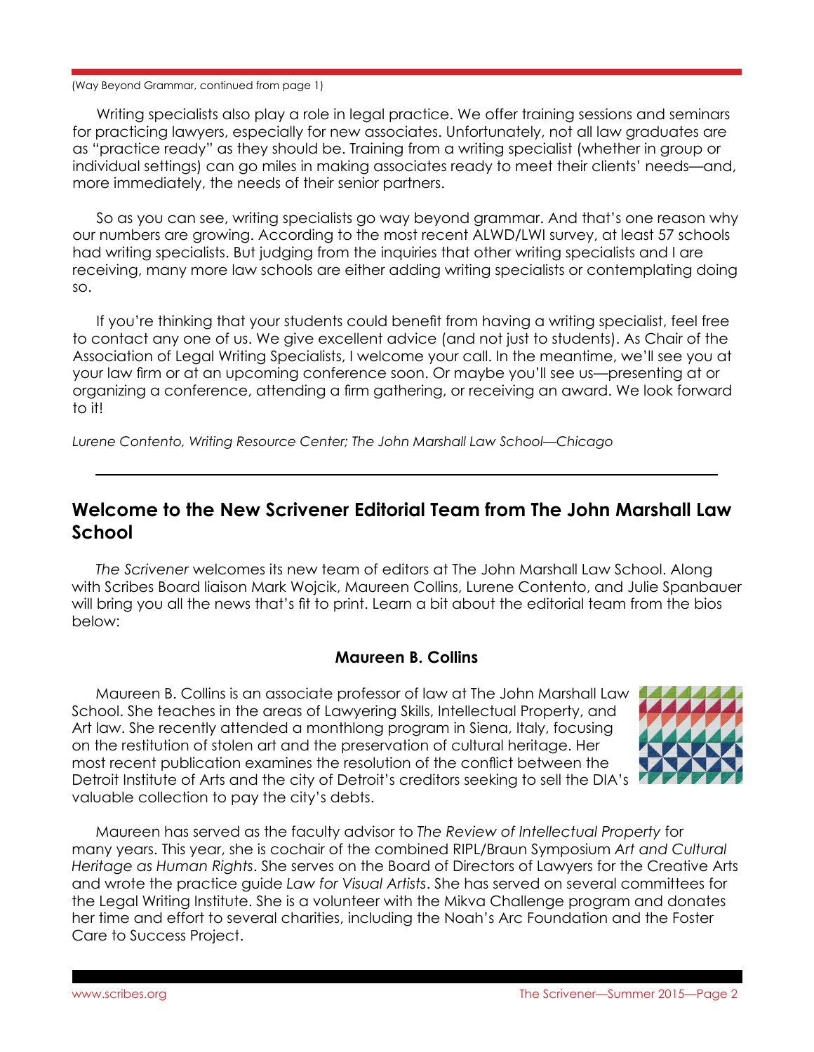(Way Beyond Grammar, continued from page 1)

Writing specialists also play a role in legal practice. We offer training sessions and seminars for practicing lawyers, especially for new associates. Unfortunately, not all law graduates are as "practice ready" as they should be. Training from a writing specialist (whether in group or individual settings) can go miles in making associates ready to meet their clients' needs—and, more immediately, the needs of their senior partners.

So as you can see, writing specialists go way beyond grammar. And that's one reason why our numbers are growing. According to the most recent ALWD/LWI survey, at least 57 schools had writing specialists. But judging from the inquiries that other writing specialists and I are receiving, many more law schools are either adding writing specialists or contemplating doing so.

If you're thinking that your students could benefit from having a writing specialist, feel free to contact any one of us. We give excellent advice (and not just to students). As Chair of the Association of Legal Writing Specialists, I welcome your call. In the meantime, we'll see you at your law firm or at an upcoming conference soon. Or maybe you'll see us—presenting at or organizing a conference, attending a firm gathering, or receiving an award. We look forward to it!

*Lurene Contento, Writing Resource Center; The John Marshall Law School—Chicago*

---

## Welcome to the New Scrivener Editorial Team from The John Marshall Law School

*The Scrivener* welcomes its new team of editors at The John Marshall Law School. Along with Scribes Board liaison Mark Wojcik, Maureen Collins, Lurene Contento, and Julie Spanbauer will bring you all the news that's fit to print. Learn a bit about the editorial team from the bios below:

### Maureen B. Collins

Maureen B. Collins is an associate professor of law at The John Marshall Law School. She teaches in the areas of Lawyering Skills, Intellectual Property, and Art law. She recently attended a monthlong program in Siena, Italy, focusing on the restitution of stolen art and the preservation of cultural heritage. Her most recent publication examines the resolution of the conflict between the Detroit Institute of Arts and the city of Detroit's creditors seeking to sell the DIA's valuable collection to pay the city's debts.

Maureen has served as the faculty advisor to *The Review of Intellectual Property* for many years. This year, she is cochair of the combined RIPL/Braun Symposium *Art and Cultural Heritage as Human Rights*. She serves on the Board of Directors of Lawyers for the Creative Arts and wrote the practice guide *Law for Visual Artists*. She has served on several committees for the Legal Writing Institute. She is a volunteer with the Mikva Challenge program and donates her time and effort to several charities, including the Noah's Arc Foundation and the Foster Care to Success Project.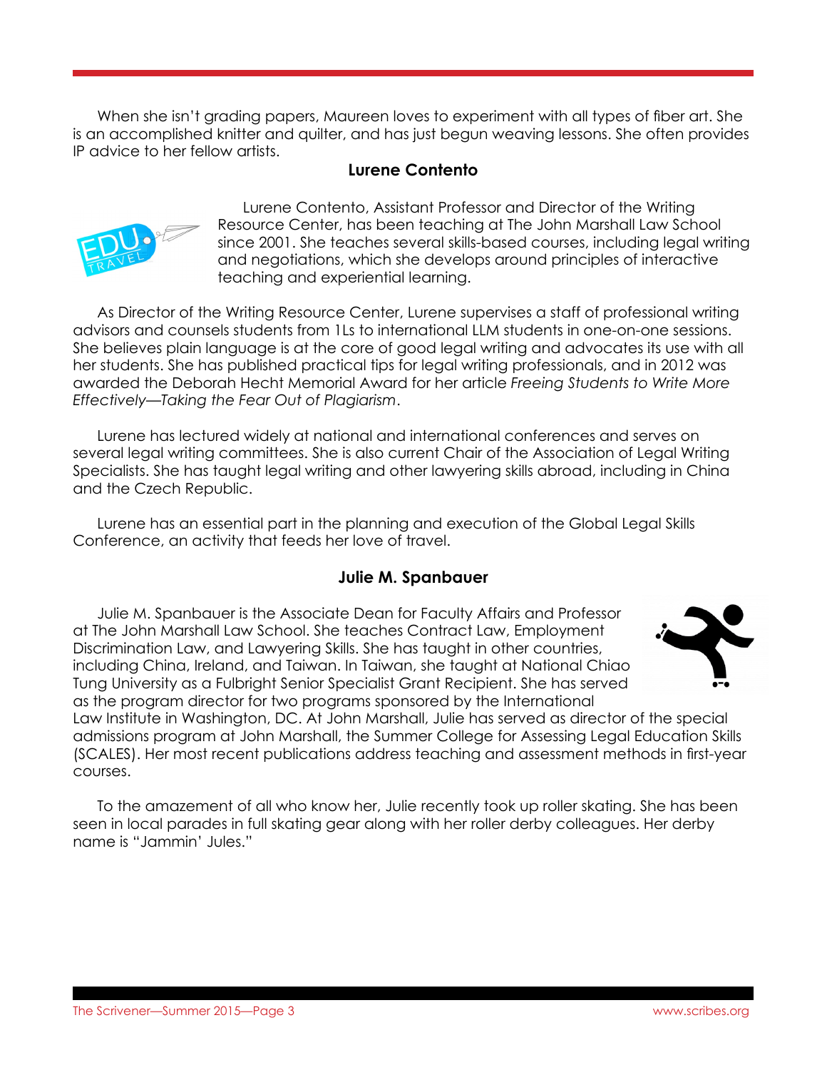When she isn't grading papers, Maureen loves to experiment with all types of fiber art. She is an accomplished knitter and quilter, and has just begun weaving lessons. She often provides IP advice to her fellow artists.

### Lurene Contento

Lurene Contento, Assistant Professor and Director of the Writing Resource Center, has been teaching at The John Marshall Law School since 2001. She teaches several skills-based courses, including legal writing and negotiations, which she develops around principles of interactive teaching and experiential learning.

As Director of the Writing Resource Center, Lurene supervises a staff of professional writing advisors and counsels students from 1Ls to international LLM students in one-on-one sessions. She believes plain language is at the core of good legal writing and advocates its use with all her students. She has published practical tips for legal writing professionals, and in 2012 was awarded the Deborah Hecht Memorial Award for her article *Freeing Students to Write More Effectively—Taking the Fear Out of Plagiarism*.

Lurene has lectured widely at national and international conferences and serves on several legal writing committees. She is also current Chair of the Association of Legal Writing Specialists. She has taught legal writing and other lawyering skills abroad, including in China and the Czech Republic.

Lurene has an essential part in the planning and execution of the Global Legal Skills Conference, an activity that feeds her love of travel.

### Julie M. Spanbauer

Julie M. Spanbauer is the Associate Dean for Faculty Affairs and Professor at The John Marshall Law School. She teaches Contract Law, Employment Discrimination Law, and Lawyering Skills. She has taught in other countries, including China, Ireland, and Taiwan. In Taiwan, she taught at National Chiao Tung University as a Fulbright Senior Specialist Grant Recipient. She has served as the program director for two programs sponsored by the International Law Institute in Washington, DC. At John Marshall, Julie has served as director of the special admissions program at John Marshall, the Summer College for Assessing Legal Education Skills (SCALES). Her most recent publications address teaching and assessment methods in first-year courses.

To the amazement of all who know her, Julie recently took up roller skating. She has been seen in local parades in full skating gear along with her roller derby colleagues. Her derby name is "Jammin' Jules."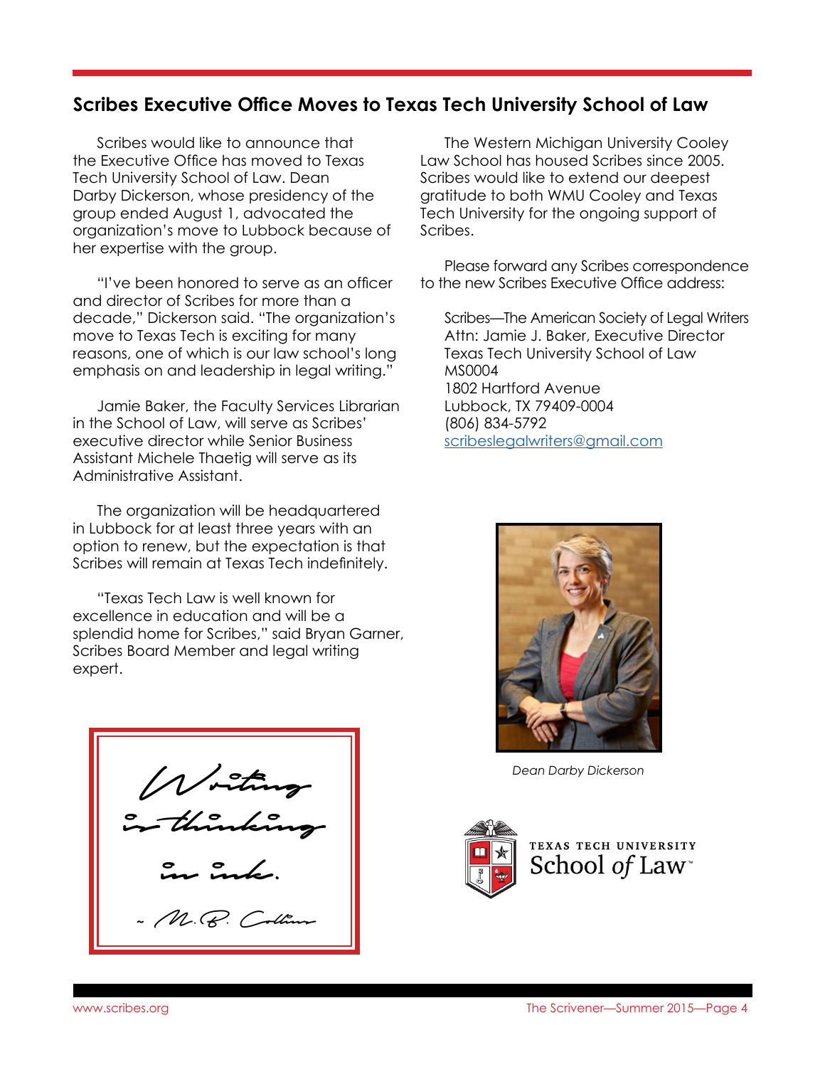## Scribes Executive Office Moves to Texas Tech University School of Law

Scribes would like to announce that the Executive Office has moved to Texas Tech University School of Law. Dean Darby Dickerson, whose presidency of the group ended August 1, advocated the organization's move to Lubbock because of her expertise with the group.

"I've been honored to serve as an officer and director of Scribes for more than a decade," Dickerson said. "The organization's move to Texas Tech is exciting for many reasons, one of which is our law school's long emphasis on and leadership in legal writing."

Jamie Baker, the Faculty Services Librarian in the School of Law, will serve as Scribes' executive director while Senior Business Assistant Michele Thaetig will serve as its Administrative Assistant.

The organization will be headquartered in Lubbock for at least three years with an option to renew, but the expectation is that Scribes will remain at Texas Tech indefinitely.

"Texas Tech Law is well known for excellence in education and will be a splendid home for Scribes," said Bryan Garner, Scribes Board Member and legal writing expert.

Writing is thinking in ink.

~ M.B. Collins

The Western Michigan University Cooley Law School has housed Scribes since 2005. Scribes would like to extend our deepest gratitude to both WMU Cooley and Texas Tech University for the ongoing support of Scribes.

Please forward any Scribes correspondence to the new Scribes Executive Office address:

Scribes—The American Society of Legal Writers
Attn: Jamie J. Baker, Executive Director
Texas Tech University School of Law
MS0004
1802 Hartford Avenue
Lubbock, TX 79409-0004
(806) 834-5792
scribeslegalwriters@gmail.com

*Dean Darby Dickerson*

TEXAS TECH UNIVERSITY
School *of* Law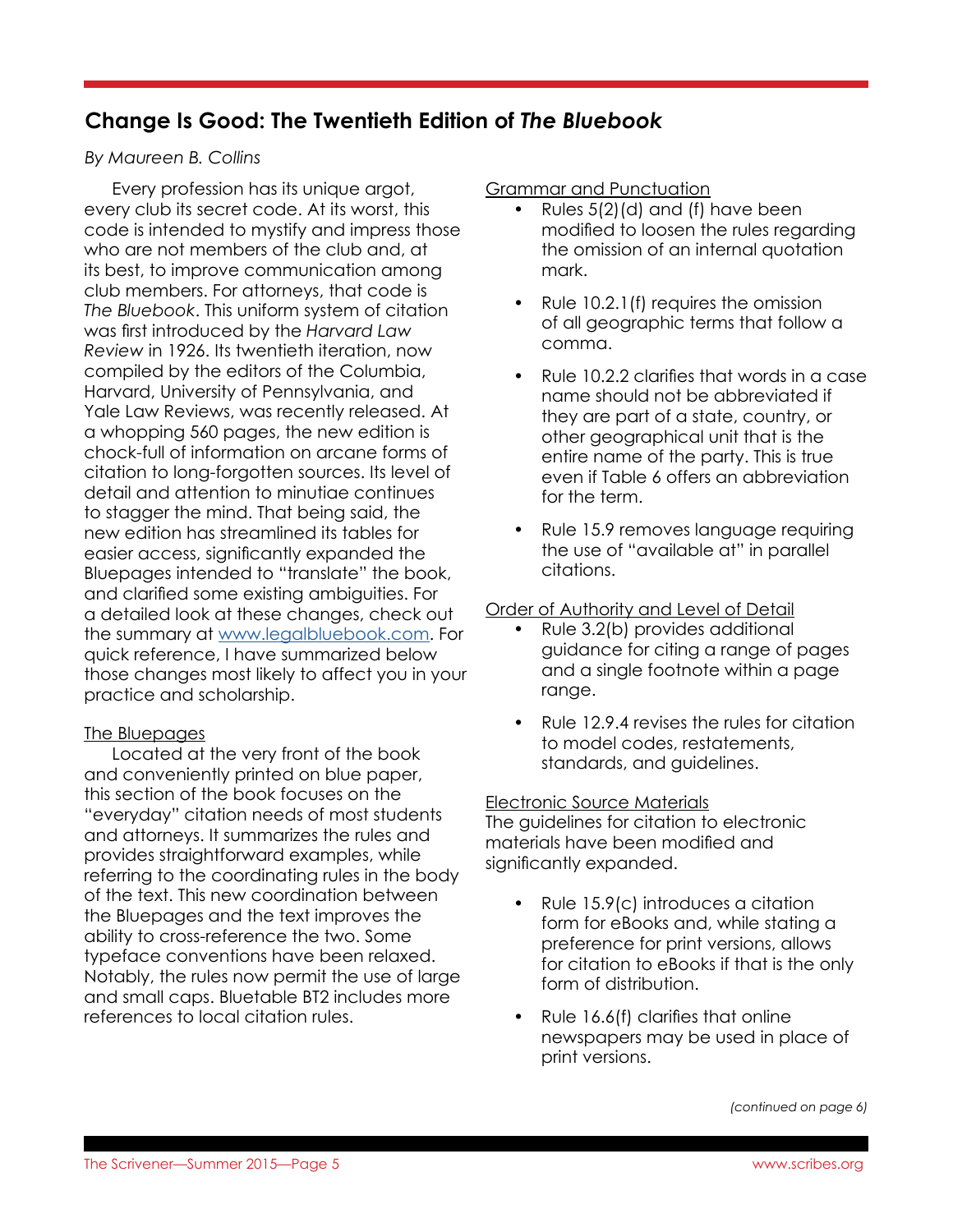## Change Is Good: The Twentieth Edition of *The Bluebook*

*By Maureen B. Collins*

Every profession has its unique argot, every club its secret code. At its worst, this code is intended to mystify and impress those who are not members of the club and, at its best, to improve communication among club members. For attorneys, that code is *The Bluebook*. This uniform system of citation was first introduced by the *Harvard Law Review* in 1926. Its twentieth iteration, now compiled by the editors of the Columbia, Harvard, University of Pennsylvania, and Yale Law Reviews, was recently released. At a whopping 560 pages, the new edition is chock-full of information on arcane forms of citation to long-forgotten sources. Its level of detail and attention to minutiae continues to stagger the mind. That being said, the new edition has streamlined its tables for easier access, significantly expanded the Bluepages intended to "translate" the book, and clarified some existing ambiguities. For a detailed look at these changes, check out the summary at www.legalbluebook.com. For quick reference, I have summarized below those changes most likely to affect you in your practice and scholarship.

<u>The Bluepages</u>

Located at the very front of the book and conveniently printed on blue paper, this section of the book focuses on the "everyday" citation needs of most students and attorneys. It summarizes the rules and provides straightforward examples, while referring to the coordinating rules in the body of the text. This new coordination between the Bluepages and the text improves the ability to cross-reference the two. Some typeface conventions have been relaxed. Notably, the rules now permit the use of large and small caps. Bluetable BT2 includes more references to local citation rules.

<u>Grammar and Punctuation</u>

- Rules 5(2)(d) and (f) have been modified to loosen the rules regarding the omission of an internal quotation mark.
- Rule 10.2.1(f) requires the omission of all geographic terms that follow a comma.
- Rule 10.2.2 clarifies that words in a case name should not be abbreviated if they are part of a state, country, or other geographical unit that is the entire name of the party. This is true even if Table 6 offers an abbreviation for the term.
- Rule 15.9 removes language requiring the use of "available at" in parallel citations.

<u>Order of Authority and Level of Detail</u>

- Rule 3.2(b) provides additional guidance for citing a range of pages and a single footnote within a page range.
- Rule 12.9.4 revises the rules for citation to model codes, restatements, standards, and guidelines.

<u>Electronic Source Materials</u>

The guidelines for citation to electronic materials have been modified and significantly expanded.

- Rule 15.9(c) introduces a citation form for eBooks and, while stating a preference for print versions, allows for citation to eBooks if that is the only form of distribution.
- Rule 16.6(f) clarifies that online newspapers may be used in place of print versions.

*(continued on page 6)*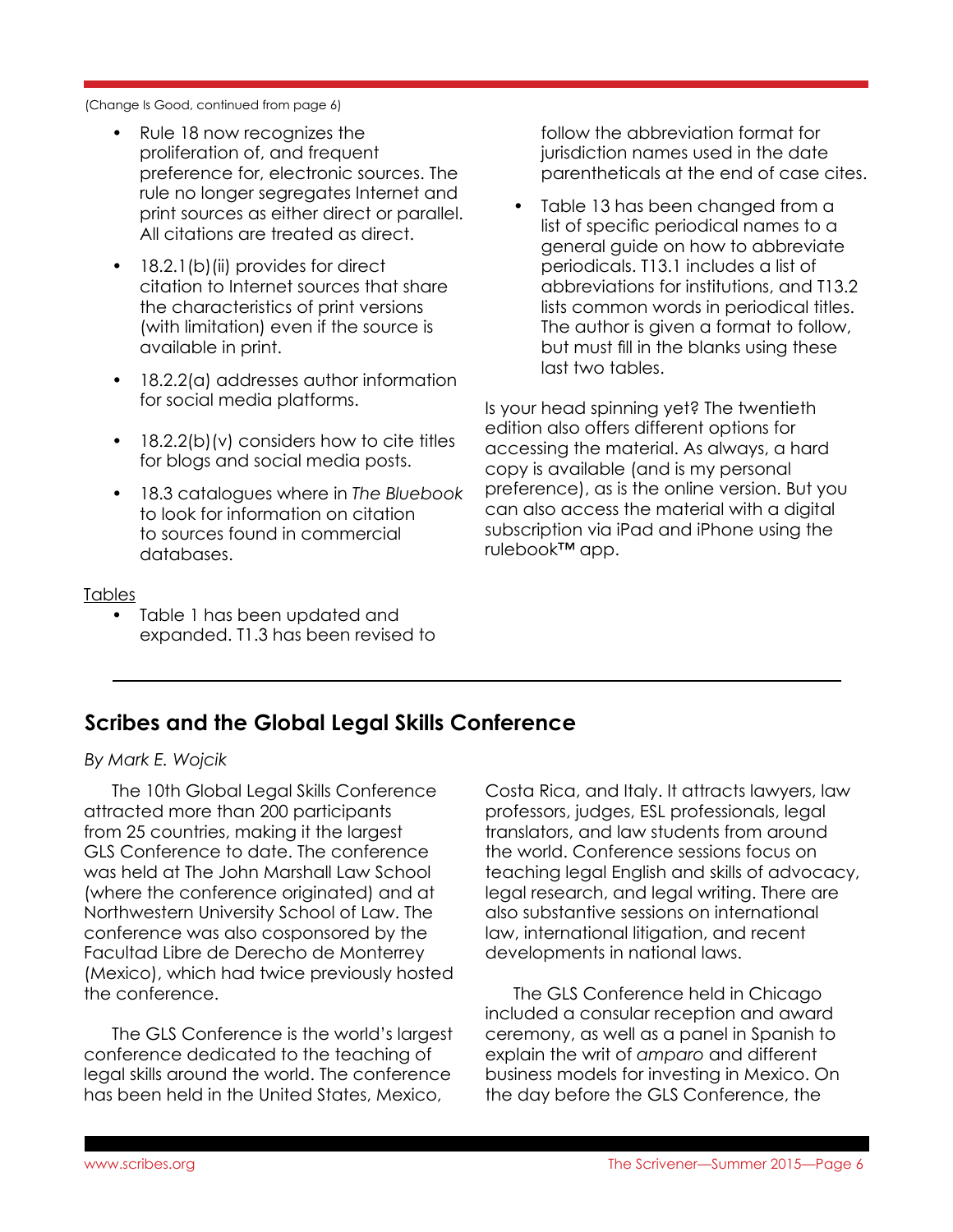(Change Is Good, continued from page 6)

- Rule 18 now recognizes the proliferation of, and frequent preference for, electronic sources. The rule no longer segregates Internet and print sources as either direct or parallel. All citations are treated as direct.
- 18.2.1(b)(ii) provides for direct citation to Internet sources that share the characteristics of print versions (with limitation) even if the source is available in print.
- 18.2.2(a) addresses author information for social media platforms.
- 18.2.2(b)(v) considers how to cite titles for blogs and social media posts.
- 18.3 catalogues where in *The Bluebook* to look for information on citation to sources found in commercial databases.

Tables

- Table 1 has been updated and expanded. T1.3 has been revised to follow the abbreviation format for jurisdiction names used in the date parentheticals at the end of case cites.
- Table 13 has been changed from a list of specific periodical names to a general guide on how to abbreviate periodicals. T13.1 includes a list of abbreviations for institutions, and T13.2 lists common words in periodical titles. The author is given a format to follow, but must fill in the blanks using these last two tables.

Is your head spinning yet? The twentieth edition also offers different options for accessing the material. As always, a hard copy is available (and is my personal preference), as is the online version. But you can also access the material with a digital subscription via iPad and iPhone using the rulebook™ app.

---

## Scribes and the Global Legal Skills Conference

*By Mark E. Wojcik*

The 10th Global Legal Skills Conference attracted more than 200 participants from 25 countries, making it the largest GLS Conference to date. The conference was held at The John Marshall Law School (where the conference originated) and at Northwestern University School of Law. The conference was also cosponsored by the Facultad Libre de Derecho de Monterrey (Mexico), which had twice previously hosted the conference.

The GLS Conference is the world's largest conference dedicated to the teaching of legal skills around the world. The conference has been held in the United States, Mexico, Costa Rica, and Italy. It attracts lawyers, law professors, judges, ESL professionals, legal translators, and law students from around the world. Conference sessions focus on teaching legal English and skills of advocacy, legal research, and legal writing. There are also substantive sessions on international law, international litigation, and recent developments in national laws.

The GLS Conference held in Chicago included a consular reception and award ceremony, as well as a panel in Spanish to explain the writ of *amparo* and different business models for investing in Mexico. On the day before the GLS Conference, the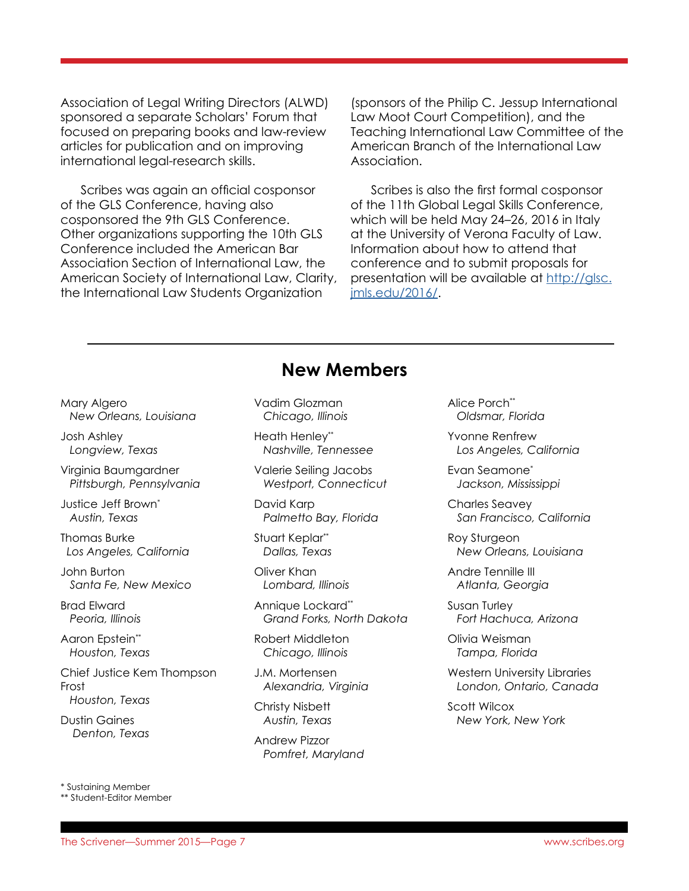Association of Legal Writing Directors (ALWD) sponsored a separate Scholars' Forum that focused on preparing books and law-review articles for publication and on improving international legal-research skills.

Scribes was again an official cosponsor of the GLS Conference, having also cosponsored the 9th GLS Conference. Other organizations supporting the 10th GLS Conference included the American Bar Association Section of International Law, the American Society of International Law, Clarity, the International Law Students Organization (sponsors of the Philip C. Jessup International Law Moot Court Competition), and the Teaching International Law Committee of the American Branch of the International Law Association.

Scribes is also the first formal cosponsor of the 11th Global Legal Skills Conference, which will be held May 24–26, 2016 in Italy at the University of Verona Faculty of Law. Information about how to attend that conference and to submit proposals for presentation will be available at [http://glsc.jmls.edu/2016/](http://glsc.jmls.edu/2016/).

---

## New Members

Mary Algero
*New Orleans, Louisiana*

Josh Ashley
*Longview, Texas*

Virginia Baumgardner
*Pittsburgh, Pennsylvania*

Justice Jeff Brown*
*Austin, Texas*

Thomas Burke
*Los Angeles, California*

John Burton
*Santa Fe, New Mexico*

Brad Elward
*Peoria, Illinois*

Aaron Epstein**
*Houston, Texas*

Chief Justice Kem Thompson Frost
*Houston, Texas*

Dustin Gaines
*Denton, Texas*

Vadim Glozman
*Chicago, Illinois*

Heath Henley**
*Nashville, Tennessee*

Valerie Seiling Jacobs
*Westport, Connecticut*

David Karp
*Palmetto Bay, Florida*

Stuart Keplar**
*Dallas, Texas*

Oliver Khan
*Lombard, Illinois*

Annique Lockard**
*Grand Forks, North Dakota*

Robert Middleton
*Chicago, Illinois*

J.M. Mortensen
*Alexandria, Virginia*

Christy Nisbett
*Austin, Texas*

Andrew Pizzor
*Pomfret, Maryland*

Alice Porch**
*Oldsmar, Florida*

Yvonne Renfrew
*Los Angeles, California*

Evan Seamone*
*Jackson, Mississippi*

Charles Seavey
*San Francisco, California*

Roy Sturgeon
*New Orleans, Louisiana*

Andre Tennille III
*Atlanta, Georgia*

Susan Turley
*Fort Hachuca, Arizona*

Olivia Weisman
*Tampa, Florida*

Western University Libraries
*London, Ontario, Canada*

Scott Wilcox
*New York, New York*

\* Sustaining Member
\*\* Student-Editor Member